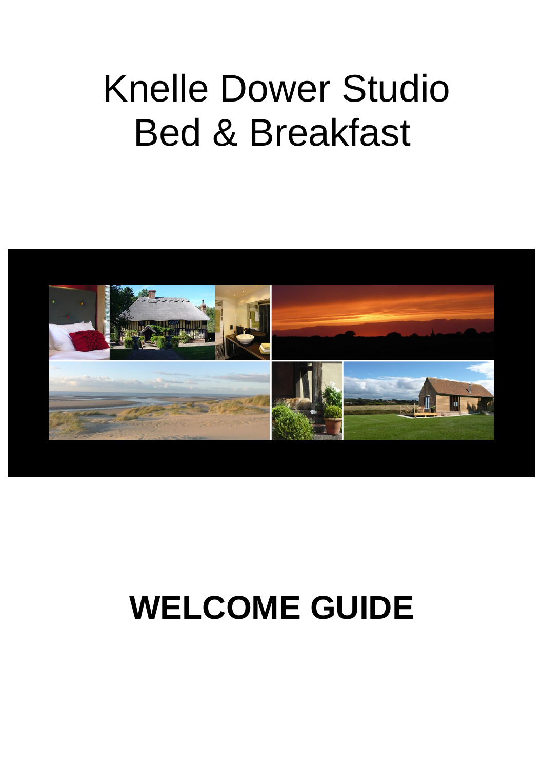# Knelle Dower Studio
# Bed & Breakfast

# WELCOME GUIDE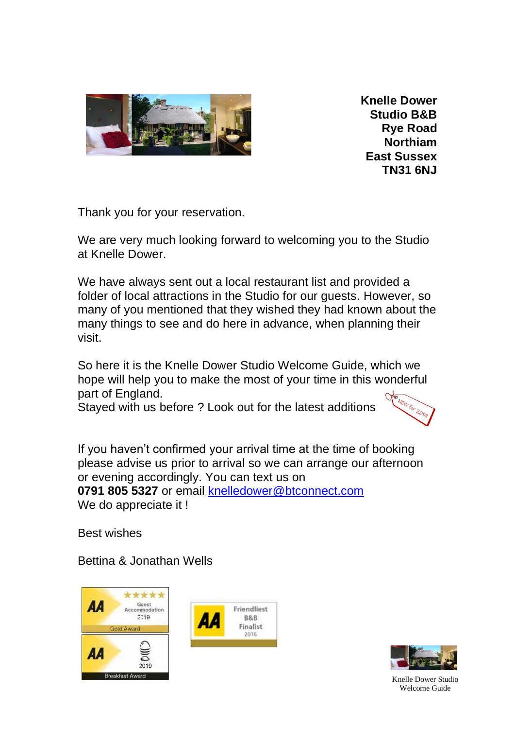**Knelle Dower**
**Studio B&B**
**Rye Road**
**Northiam**
**East Sussex**
**TN31 6NJ**

Thank you for your reservation.

We are very much looking forward to welcoming you to the Studio at Knelle Dower.

We have always sent out a local restaurant list and provided a folder of local attractions in the Studio for our guests. However, so many of you mentioned that they wished they had known about the many things to see and do here in advance, when planning their visit.

So here it is the Knelle Dower Studio Welcome Guide, which we hope will help you to make the most of your time in this wonderful part of England.
Stayed with us before ? Look out for the latest additions

If you haven't confirmed your arrival time at the time of booking please advise us prior to arrival so we can arrange our afternoon or evening accordingly. You can text us on
**0791 805 5327** or email knelledower@btconnect.com
We do appreciate it !

Best wishes

Bettina & Jonathan Wells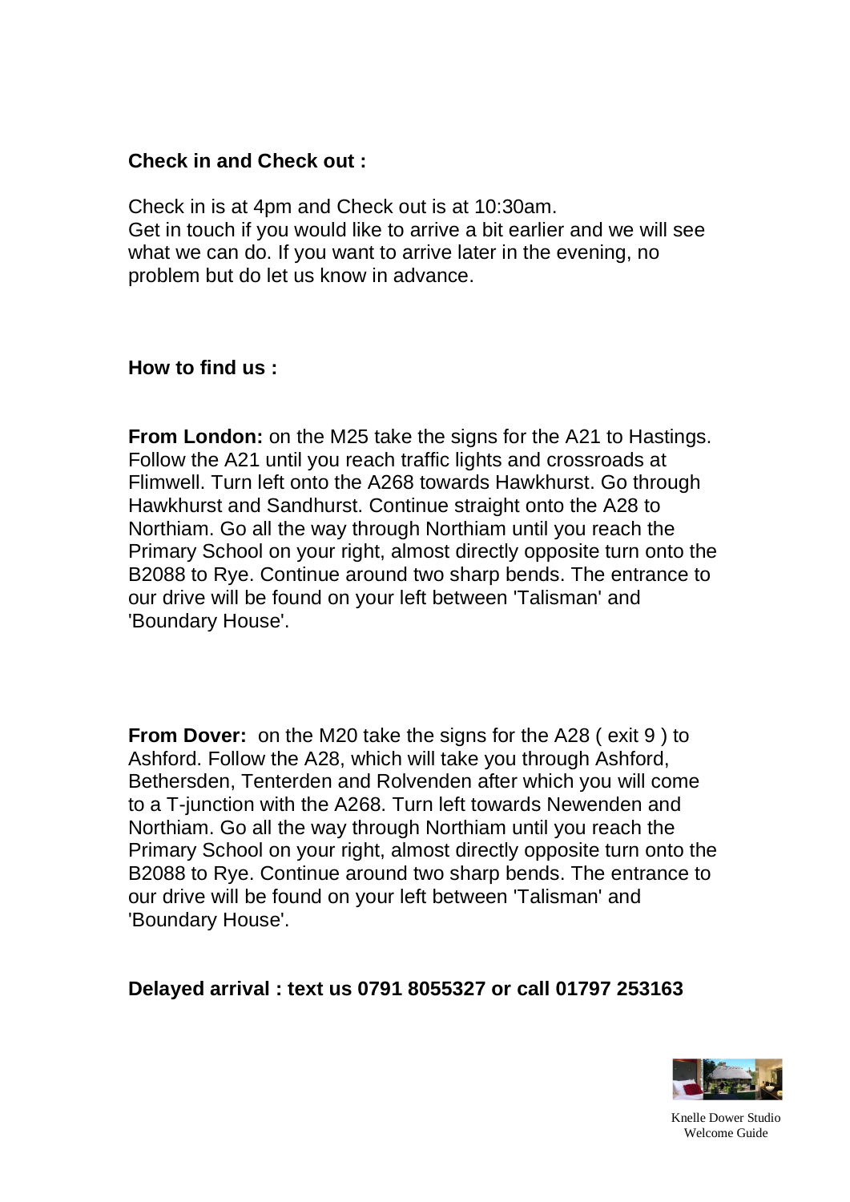**Check in and Check out :**

Check in is at 4pm and Check out is at 10:30am.
Get in touch if you would like to arrive a bit earlier and we will see what we can do. If you want to arrive later in the evening, no problem but do let us know in advance.

**How to find us :**

**From London:** on the M25 take the signs for the A21 to Hastings. Follow the A21 until you reach traffic lights and crossroads at Flimwell. Turn left onto the A268 towards Hawkhurst. Go through Hawkhurst and Sandhurst. Continue straight onto the A28 to Northiam. Go all the way through Northiam until you reach the Primary School on your right, almost directly opposite turn onto the B2088 to Rye. Continue around two sharp bends. The entrance to our drive will be found on your left between 'Talisman' and 'Boundary House'.

**From Dover:** on the M20 take the signs for the A28 ( exit 9 ) to Ashford. Follow the A28, which will take you through Ashford, Bethersden, Tenterden and Rolvenden after which you will come to a T-junction with the A268. Turn left towards Newenden and Northiam. Go all the way through Northiam until you reach the Primary School on your right, almost directly opposite turn onto the B2088 to Rye. Continue around two sharp bends. The entrance to our drive will be found on your left between 'Talisman' and 'Boundary House'.

**Delayed arrival : text us 0791 8055327 or call 01797 253163**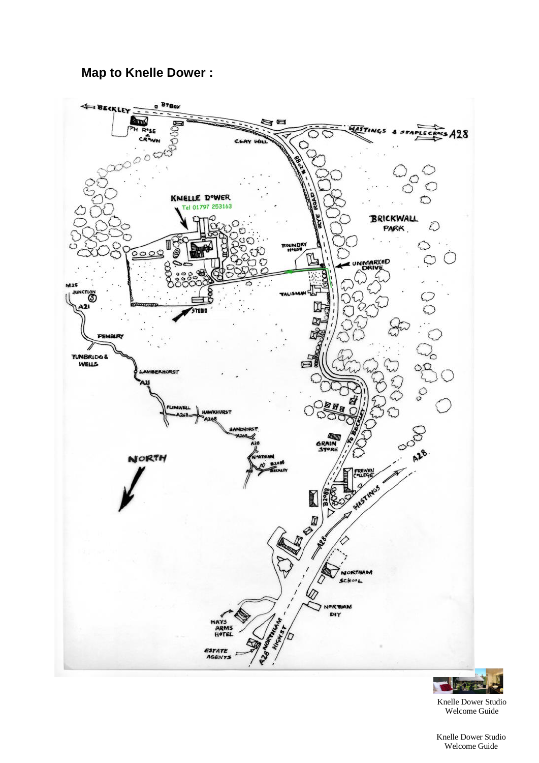## **Map to Knelle Dower :**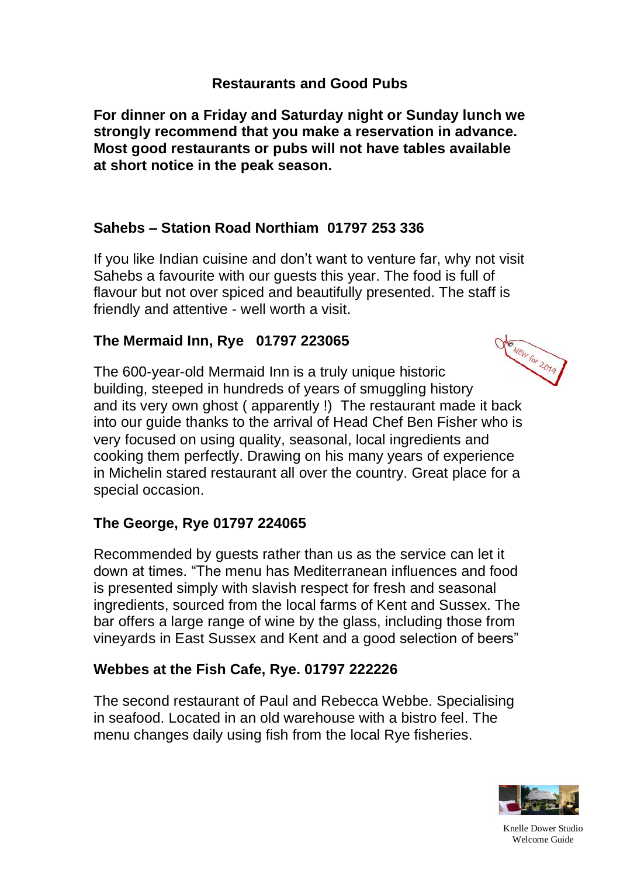## Restaurants and Good Pubs

**For dinner on a Friday and Saturday night or Sunday lunch we strongly recommend that you make a reservation in advance. Most good restaurants or pubs will not have tables available at short notice in the peak season.**

### Sahebs – Station Road Northiam 01797 253 336

If you like Indian cuisine and don't want to venture far, why not visit Sahebs a favourite with our guests this year. The food is full of flavour but not over spiced and beautifully presented. The staff is friendly and attentive - well worth a visit.

### The Mermaid Inn, Rye 01797 223065

NEW for 2019

The 600-year-old Mermaid Inn is a truly unique historic building, steeped in hundreds of years of smuggling history and its very own ghost ( apparently !) The restaurant made it back into our guide thanks to the arrival of Head Chef Ben Fisher who is very focused on using quality, seasonal, local ingredients and cooking them perfectly. Drawing on his many years of experience in Michelin stared restaurant all over the country. Great place for a special occasion.

### The George, Rye 01797 224065

Recommended by guests rather than us as the service can let it down at times. "The menu has Mediterranean influences and food is presented simply with slavish respect for fresh and seasonal ingredients, sourced from the local farms of Kent and Sussex. The bar offers a large range of wine by the glass, including those from vineyards in East Sussex and Kent and a good selection of beers"

### Webbes at the Fish Cafe, Rye. 01797 222226

The second restaurant of Paul and Rebecca Webbe. Specialising in seafood. Located in an old warehouse with a bistro feel. The menu changes daily using fish from the local Rye fisheries.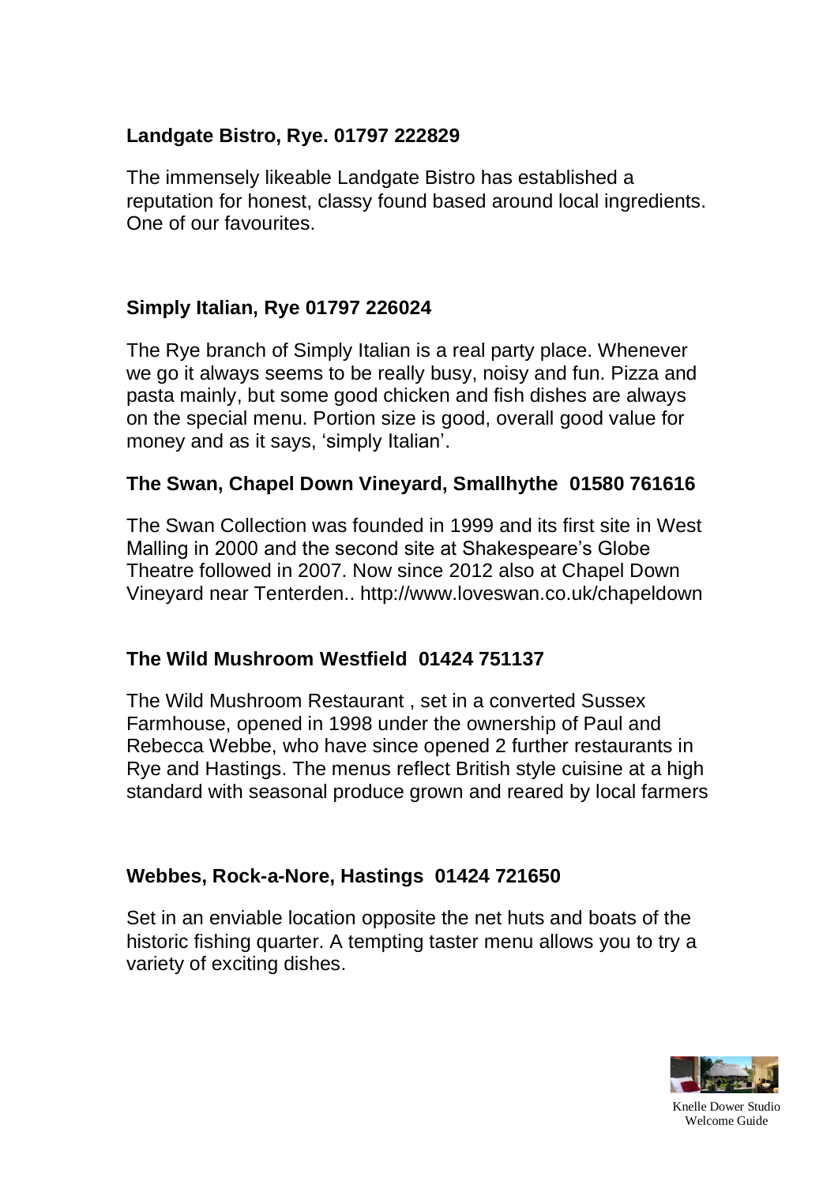**Landgate Bistro, Rye. 01797 222829**

The immensely likeable Landgate Bistro has established a reputation for honest, classy found based around local ingredients. One of our favourites.

**Simply Italian, Rye 01797 226024**

The Rye branch of Simply Italian is a real party place. Whenever we go it always seems to be really busy, noisy and fun. Pizza and pasta mainly, but some good chicken and fish dishes are always on the special menu. Portion size is good, overall good value for money and as it says, 'simply Italian'.

**The Swan, Chapel Down Vineyard, Smallhythe 01580 761616**

The Swan Collection was founded in 1999 and its first site in West Malling in 2000 and the second site at Shakespeare's Globe Theatre followed in 2007. Now since 2012 also at Chapel Down Vineyard near Tenterden.. http://www.loveswan.co.uk/chapeldown

**The Wild Mushroom Westfield 01424 751137**

The Wild Mushroom Restaurant , set in a converted Sussex Farmhouse, opened in 1998 under the ownership of Paul and Rebecca Webbe, who have since opened 2 further restaurants in Rye and Hastings. The menus reflect British style cuisine at a high standard with seasonal produce grown and reared by local farmers

**Webbes, Rock-a-Nore, Hastings 01424 721650**

Set in an enviable location opposite the net huts and boats of the historic fishing quarter. A tempting taster menu allows you to try a variety of exciting dishes.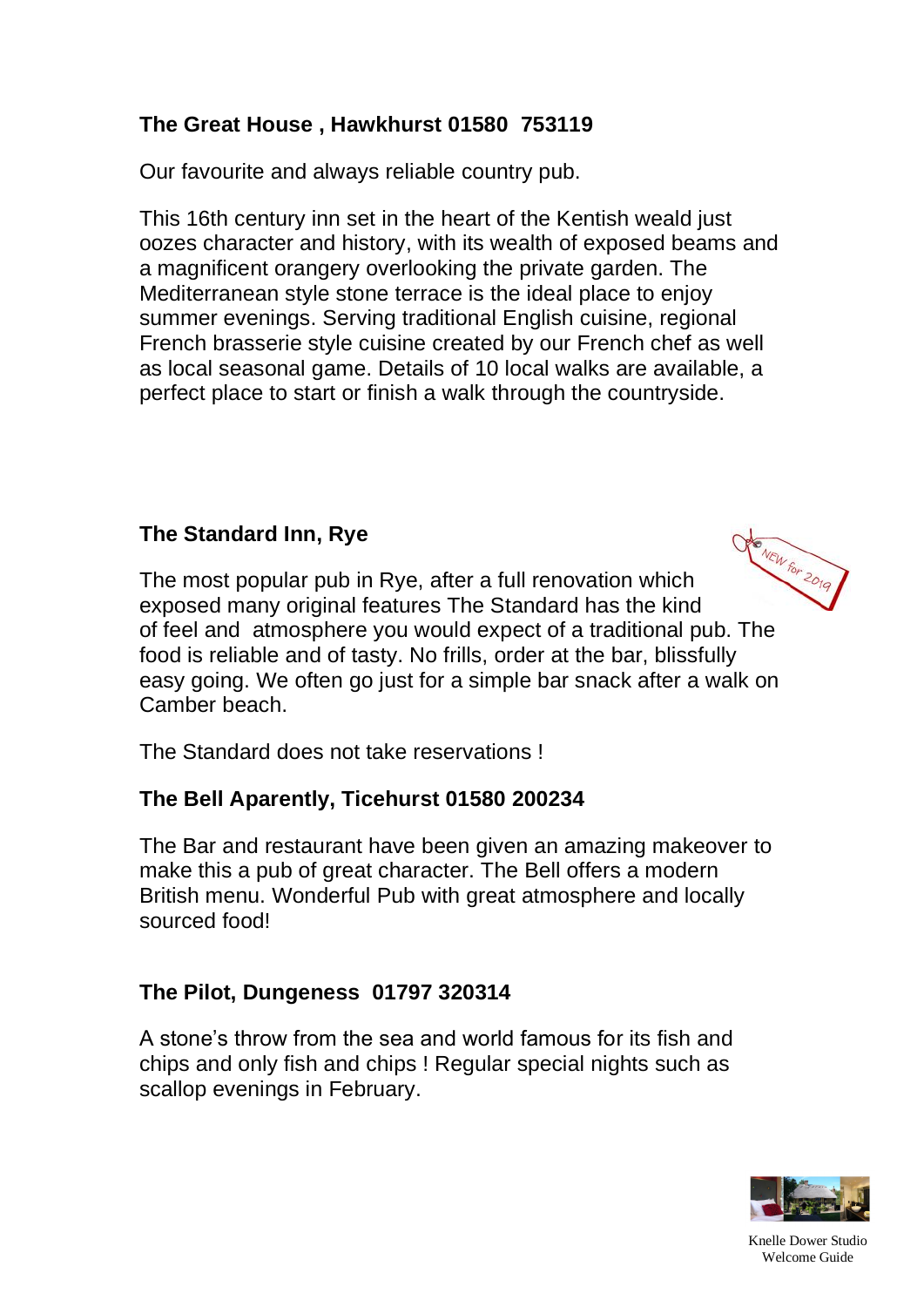**The Great House , Hawkhurst 01580 753119**

Our favourite and always reliable country pub.

This 16th century inn set in the heart of the Kentish weald just oozes character and history, with its wealth of exposed beams and a magnificent orangery overlooking the private garden. The Mediterranean style stone terrace is the ideal place to enjoy summer evenings. Serving traditional English cuisine, regional French brasserie style cuisine created by our French chef as well as local seasonal game. Details of 10 local walks are available, a perfect place to start or finish a walk through the countryside.

**The Standard Inn, Rye**

NEW for 2019

The most popular pub in Rye, after a full renovation which exposed many original features The Standard has the kind of feel and atmosphere you would expect of a traditional pub. The food is reliable and of tasty. No frills, order at the bar, blissfully easy going. We often go just for a simple bar snack after a walk on Camber beach.

The Standard does not take reservations !

**The Bell Aparently, Ticehurst 01580 200234**

The Bar and restaurant have been given an amazing makeover to make this a pub of great character. The Bell offers a modern British menu. Wonderful Pub with great atmosphere and locally sourced food!

**The Pilot, Dungeness 01797 320314**

A stone's throw from the sea and world famous for its fish and chips and only fish and chips ! Regular special nights such as scallop evenings in February.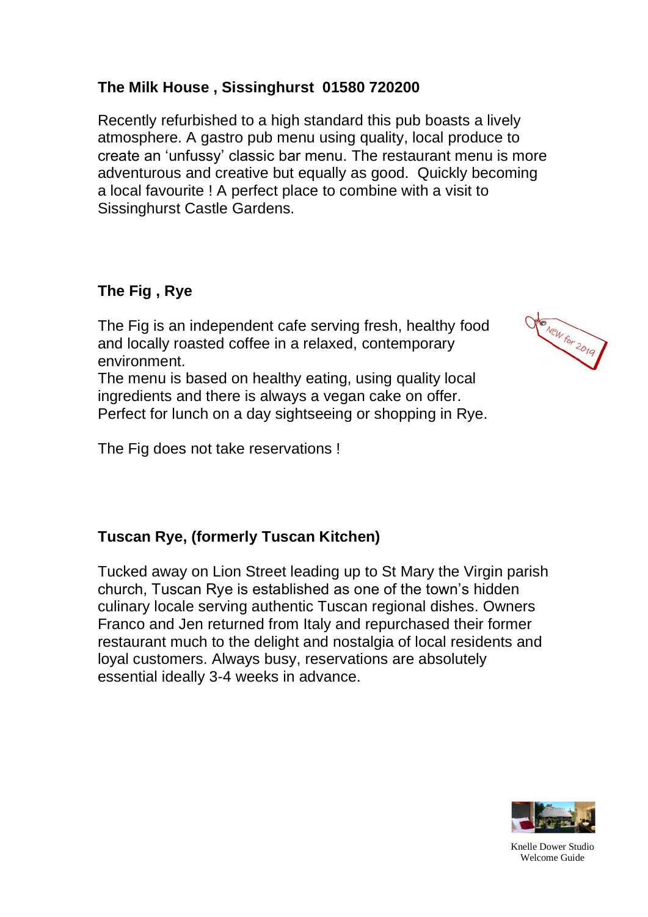**The Milk House , Sissinghurst 01580 720200**

Recently refurbished to a high standard this pub boasts a lively atmosphere. A gastro pub menu using quality, local produce to create an 'unfussy' classic bar menu. The restaurant menu is more adventurous and creative but equally as good. Quickly becoming a local favourite ! A perfect place to combine with a visit to Sissinghurst Castle Gardens.

**The Fig , Rye**

NEW for 2019

The Fig is an independent cafe serving fresh, healthy food and locally roasted coffee in a relaxed, contemporary environment.
The menu is based on healthy eating, using quality local ingredients and there is always a vegan cake on offer.
Perfect for lunch on a day sightseeing or shopping in Rye.

The Fig does not take reservations !

**Tuscan Rye, (formerly Tuscan Kitchen)**

Tucked away on Lion Street leading up to St Mary the Virgin parish church, Tuscan Rye is established as one of the town's hidden culinary locale serving authentic Tuscan regional dishes. Owners Franco and Jen returned from Italy and repurchased their former restaurant much to the delight and nostalgia of local residents and loyal customers. Always busy, reservations are absolutely essential ideally 3-4 weeks in advance.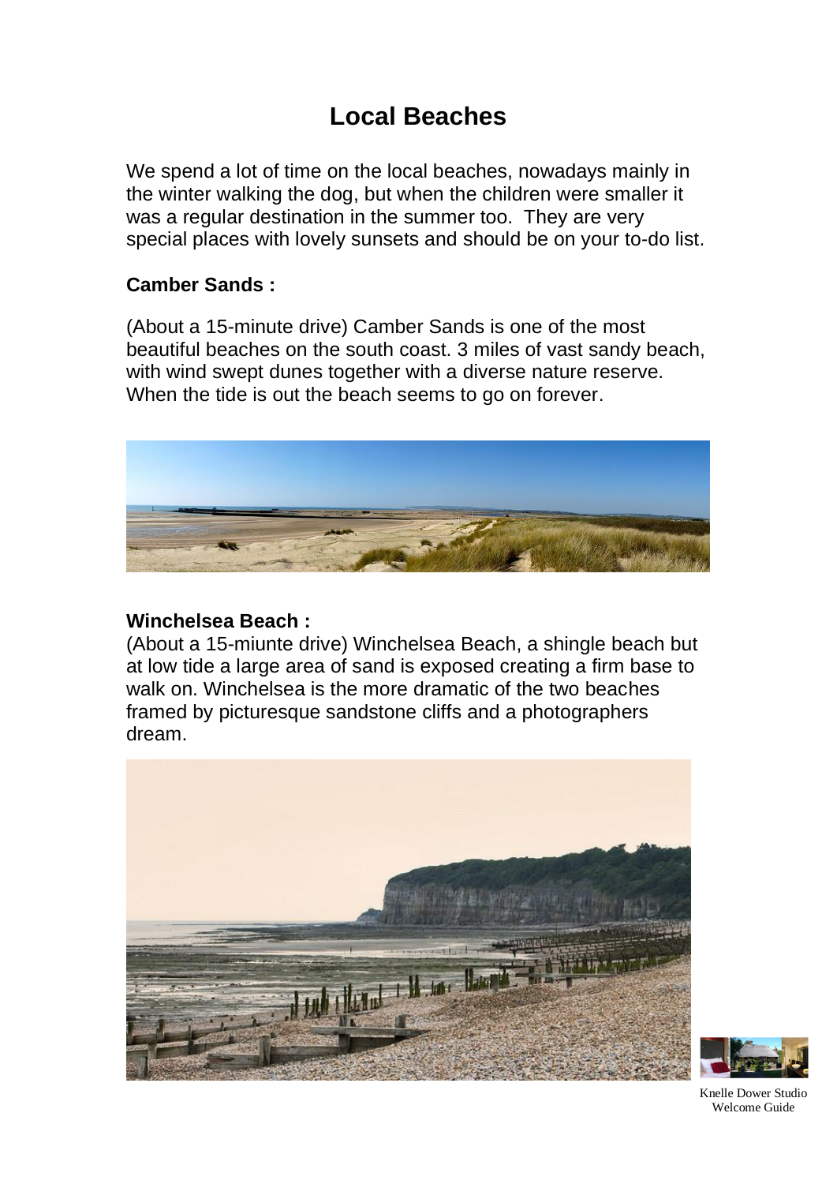# Local Beaches

We spend a lot of time on the local beaches, nowadays mainly in the winter walking the dog, but when the children were smaller it was a regular destination in the summer too. They are very special places with lovely sunsets and should be on your to-do list.

**Camber Sands :**

(About a 15-minute drive) Camber Sands is one of the most beautiful beaches on the south coast. 3 miles of vast sandy beach, with wind swept dunes together with a diverse nature reserve. When the tide is out the beach seems to go on forever.

**Winchelsea Beach :**

(About a 15-miunte drive) Winchelsea Beach, a shingle beach but at low tide a large area of sand is exposed creating a firm base to walk on. Winchelsea is the more dramatic of the two beaches framed by picturesque sandstone cliffs and a photographers dream.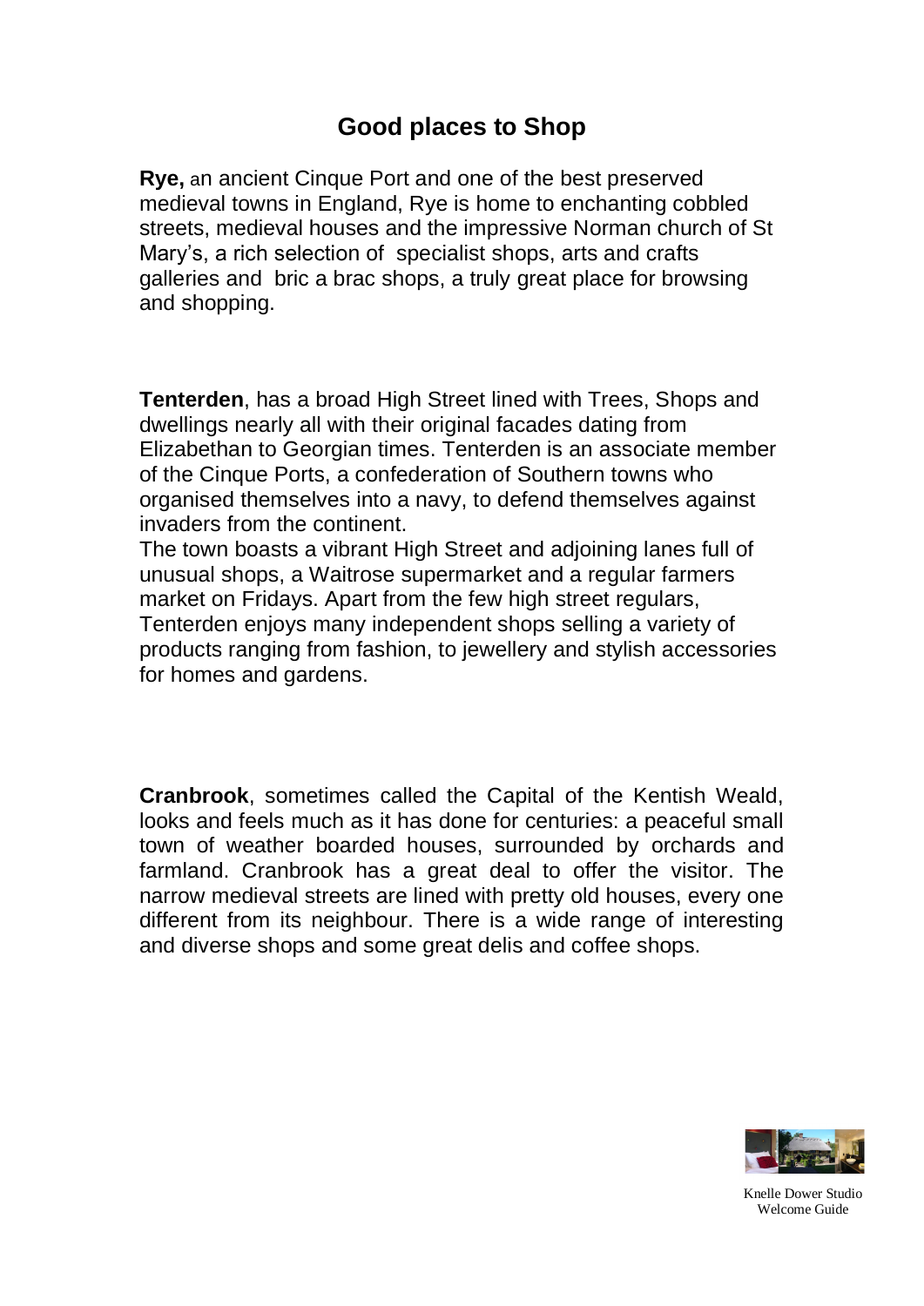# Good places to Shop

**Rye,** an ancient Cinque Port and one of the best preserved medieval towns in England, Rye is home to enchanting cobbled streets, medieval houses and the impressive Norman church of St Mary's, a rich selection of specialist shops, arts and crafts galleries and bric a brac shops, a truly great place for browsing and shopping.

**Tenterden**, has a broad High Street lined with Trees, Shops and dwellings nearly all with their original facades dating from Elizabethan to Georgian times. Tenterden is an associate member of the Cinque Ports, a confederation of Southern towns who organised themselves into a navy, to defend themselves against invaders from the continent.
The town boasts a vibrant High Street and adjoining lanes full of unusual shops, a Waitrose supermarket and a regular farmers market on Fridays. Apart from the few high street regulars, Tenterden enjoys many independent shops selling a variety of products ranging from fashion, to jewellery and stylish accessories for homes and gardens.

**Cranbrook**, sometimes called the Capital of the Kentish Weald, looks and feels much as it has done for centuries: a peaceful small town of weather boarded houses, surrounded by orchards and farmland. Cranbrook has a great deal to offer the visitor. The narrow medieval streets are lined with pretty old houses, every one different from its neighbour. There is a wide range of interesting and diverse shops and some great delis and coffee shops.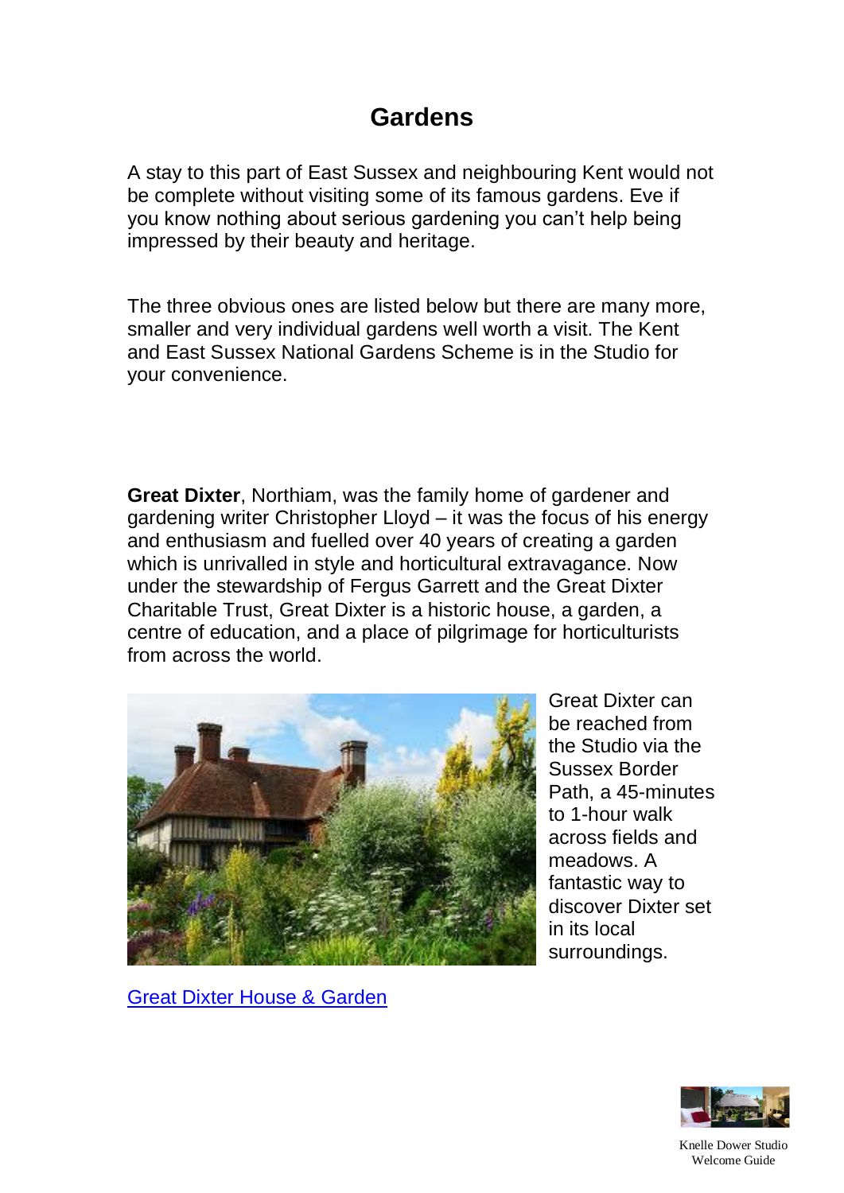# Gardens

A stay to this part of East Sussex and neighbouring Kent would not be complete without visiting some of its famous gardens. Eve if you know nothing about serious gardening you can't help being impressed by their beauty and heritage.

The three obvious ones are listed below but there are many more, smaller and very individual gardens well worth a visit. The Kent and East Sussex National Gardens Scheme is in the Studio for your convenience.

**Great Dixter**, Northiam, was the family home of gardener and gardening writer Christopher Lloyd – it was the focus of his energy and enthusiasm and fuelled over 40 years of creating a garden which is unrivalled in style and horticultural extravagance. Now under the stewardship of Fergus Garrett and the Great Dixter Charitable Trust, Great Dixter is a historic house, a garden, a centre of education, and a place of pilgrimage for horticulturists from across the world.

Great Dixter can be reached from the Studio via the Sussex Border Path, a 45-minutes to 1-hour walk across fields and meadows. A fantastic way to discover Dixter set in its local surroundings.

Great Dixter House & Garden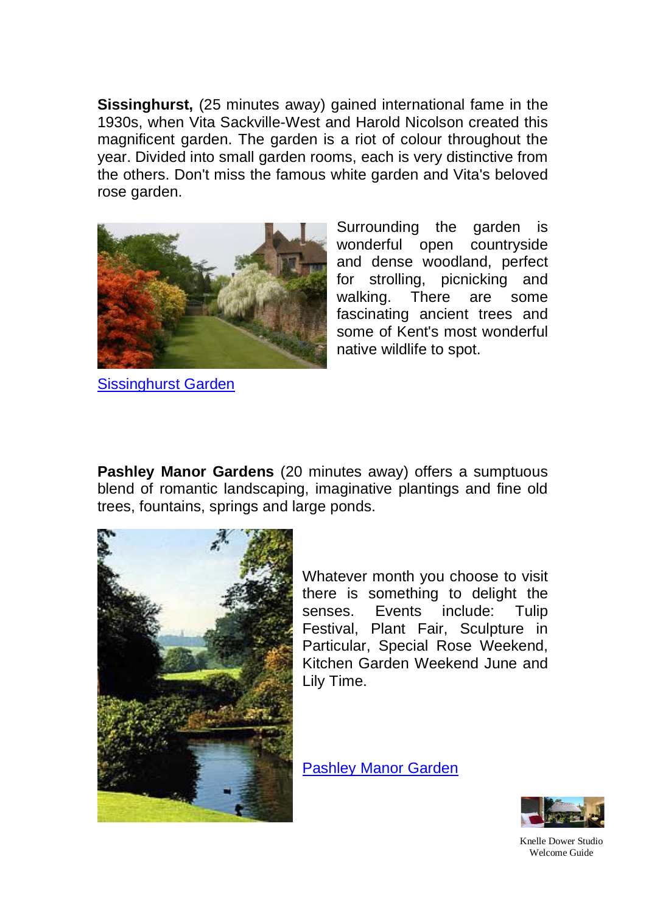**Sissinghurst,** (25 minutes away) gained international fame in the 1930s, when Vita Sackville-West and Harold Nicolson created this magnificent garden. The garden is a riot of colour throughout the year. Divided into small garden rooms, each is very distinctive from the others. Don't miss the famous white garden and Vita's beloved rose garden.

Surrounding the garden is wonderful open countryside and dense woodland, perfect for strolling, picnicking and walking. There are some fascinating ancient trees and some of Kent's most wonderful native wildlife to spot.

Sissinghurst Garden

**Pashley Manor Gardens** (20 minutes away) offers a sumptuous blend of romantic landscaping, imaginative plantings and fine old trees, fountains, springs and large ponds.

Whatever month you choose to visit there is something to delight the senses. Events include: Tulip Festival, Plant Fair, Sculpture in Particular, Special Rose Weekend, Kitchen Garden Weekend June and Lily Time.

Pashley Manor Garden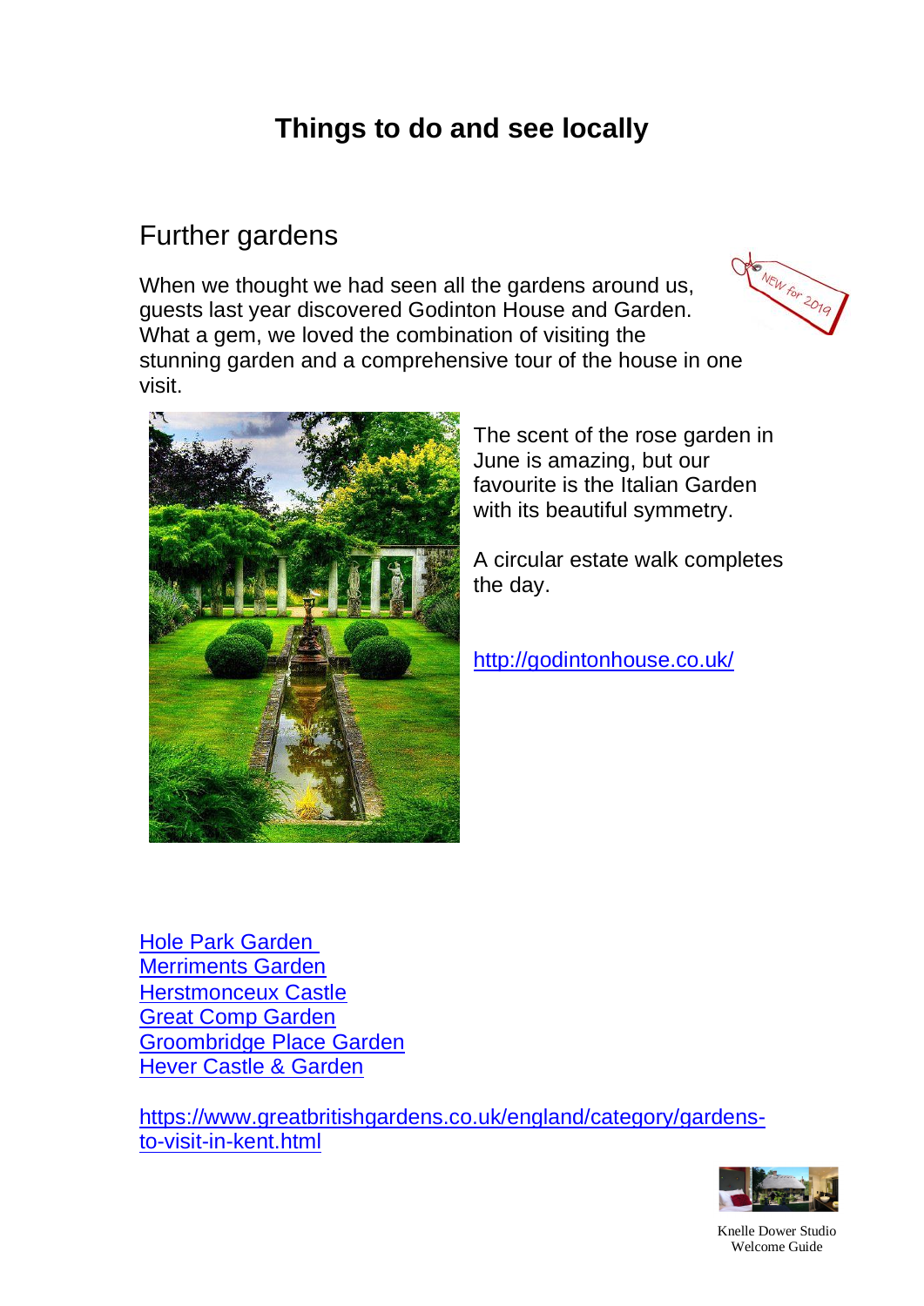# Things to do and see locally

## Further gardens

When we thought we had seen all the gardens around us, guests last year discovered Godinton House and Garden. What a gem, we loved the combination of visiting the stunning garden and a comprehensive tour of the house in one visit.

NEW for 2019

The scent of the rose garden in June is amazing, but our favourite is the Italian Garden with its beautiful symmetry.

A circular estate walk completes the day.

http://godintonhouse.co.uk/

Hole Park Garden
Merriments Garden
Herstmonceux Castle
Great Comp Garden
Groombridge Place Garden
Hever Castle & Garden

https://www.greatbritishgardens.co.uk/england/category/gardens-to-visit-in-kent.html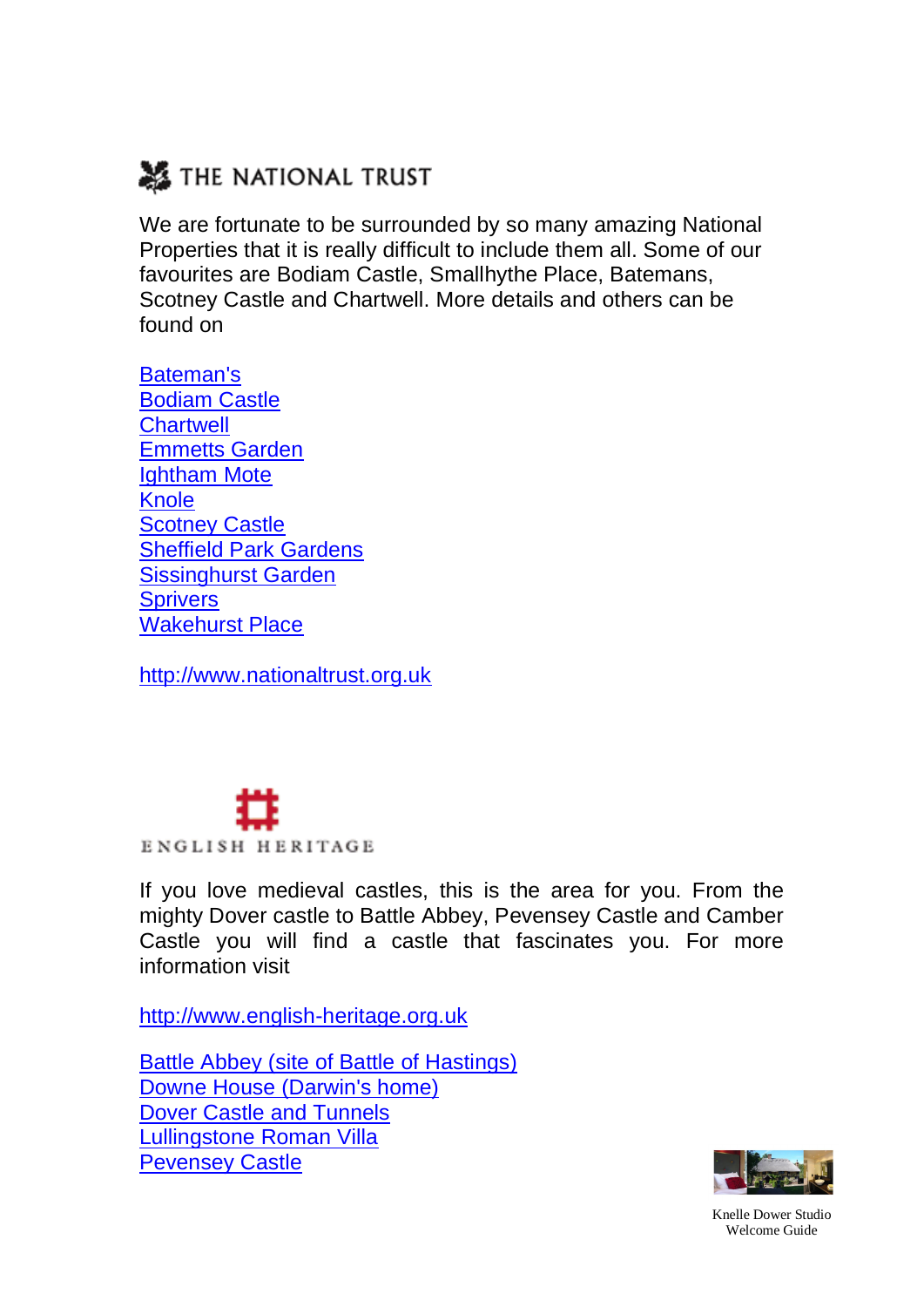## THE NATIONAL TRUST

We are fortunate to be surrounded by so many amazing National Properties that it is really difficult to include them all. Some of our favourites are Bodiam Castle, Smallhythe Place, Batemans, Scotney Castle and Chartwell. More details and others can be found on

Bateman's
Bodiam Castle
Chartwell
Emmetts Garden
Ightham Mote
Knole
Scotney Castle
Sheffield Park Gardens
Sissinghurst Garden
Sprivers
Wakehurst Place

http://www.nationaltrust.org.uk

## ENGLISH HERITAGE

If you love medieval castles, this is the area for you. From the mighty Dover castle to Battle Abbey, Pevensey Castle and Camber Castle you will find a castle that fascinates you. For more information visit

http://www.english-heritage.org.uk

Battle Abbey (site of Battle of Hastings)
Downe House (Darwin's home)
Dover Castle and Tunnels
Lullingstone Roman Villa
Pevensey Castle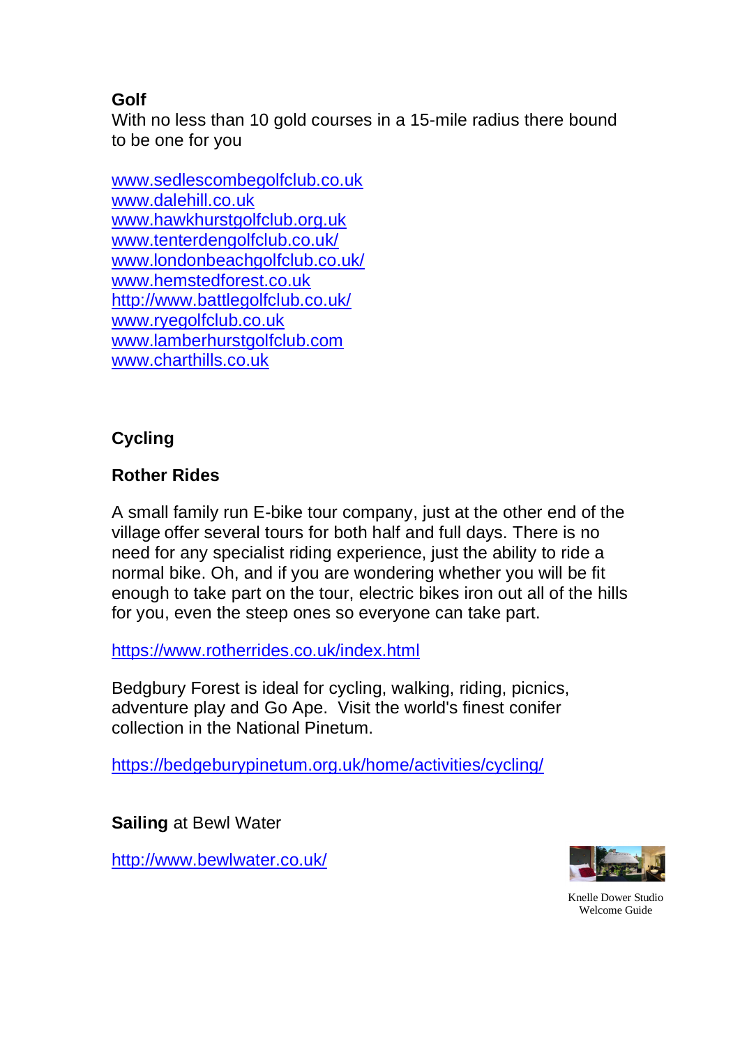## Golf

With no less than 10 gold courses in a 15-mile radius there bound to be one for you

www.sedlescombegolfclub.co.uk
www.dalehill.co.uk
www.hawkhurstgolfclub.org.uk
www.tenterdengolfclub.co.uk/
www.londonbeachgolfclub.co.uk/
www.hemstedforest.co.uk
http://www.battlegolfclub.co.uk/
www.ryegolfclub.co.uk
www.lamberhurstgolfclub.com
www.charthills.co.uk

## Cycling

### Rother Rides

A small family run E-bike tour company, just at the other end of the village offer several tours for both half and full days. There is no need for any specialist riding experience, just the ability to ride a normal bike. Oh, and if you are wondering whether you will be fit enough to take part on the tour, electric bikes iron out all of the hills for you, even the steep ones so everyone can take part.

https://www.rotherrides.co.uk/index.html

Bedgbury Forest is ideal for cycling, walking, riding, picnics, adventure play and Go Ape. Visit the world's finest conifer collection in the National Pinetum.

https://bedgeburypinetum.org.uk/home/activities/cycling/

**Sailing** at Bewl Water

http://www.bewlwater.co.uk/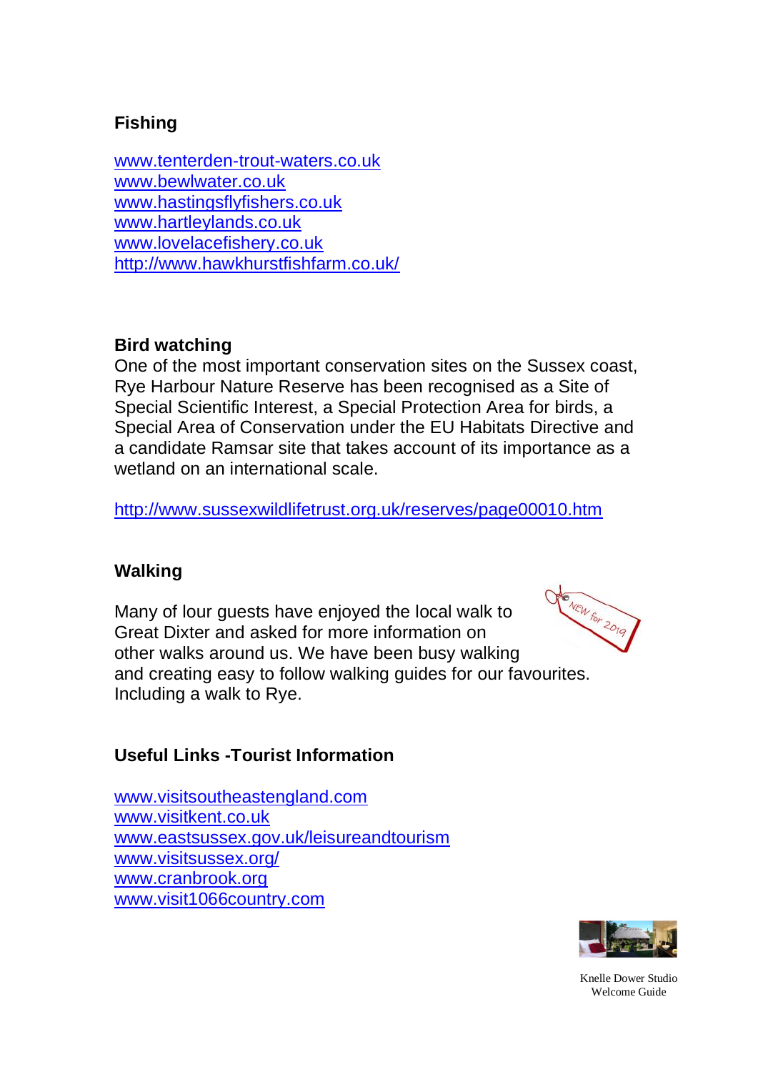### Fishing

www.tenterden-trout-waters.co.uk
www.bewlwater.co.uk
www.hastingsflyfishers.co.uk
www.hartleylands.co.uk
www.lovelacefishery.co.uk
http://www.hawkhurstfishfarm.co.uk/

### Bird watching

One of the most important conservation sites on the Sussex coast, Rye Harbour Nature Reserve has been recognised as a Site of Special Scientific Interest, a Special Protection Area for birds, a Special Area of Conservation under the EU Habitats Directive and a candidate Ramsar site that takes account of its importance as a wetland on an international scale.

http://www.sussexwildlifetrust.org.uk/reserves/page00010.htm

### Walking

NEW for 2019

Many of lour guests have enjoyed the local walk to Great Dixter and asked for more information on other walks around us. We have been busy walking and creating easy to follow walking guides for our favourites. Including a walk to Rye.

### Useful Links -Tourist Information

www.visitsoutheastengland.com
www.visitkent.co.uk
www.eastsussex.gov.uk/leisureandtourism
www.visitsussex.org/
www.cranbrook.org
www.visit1066country.com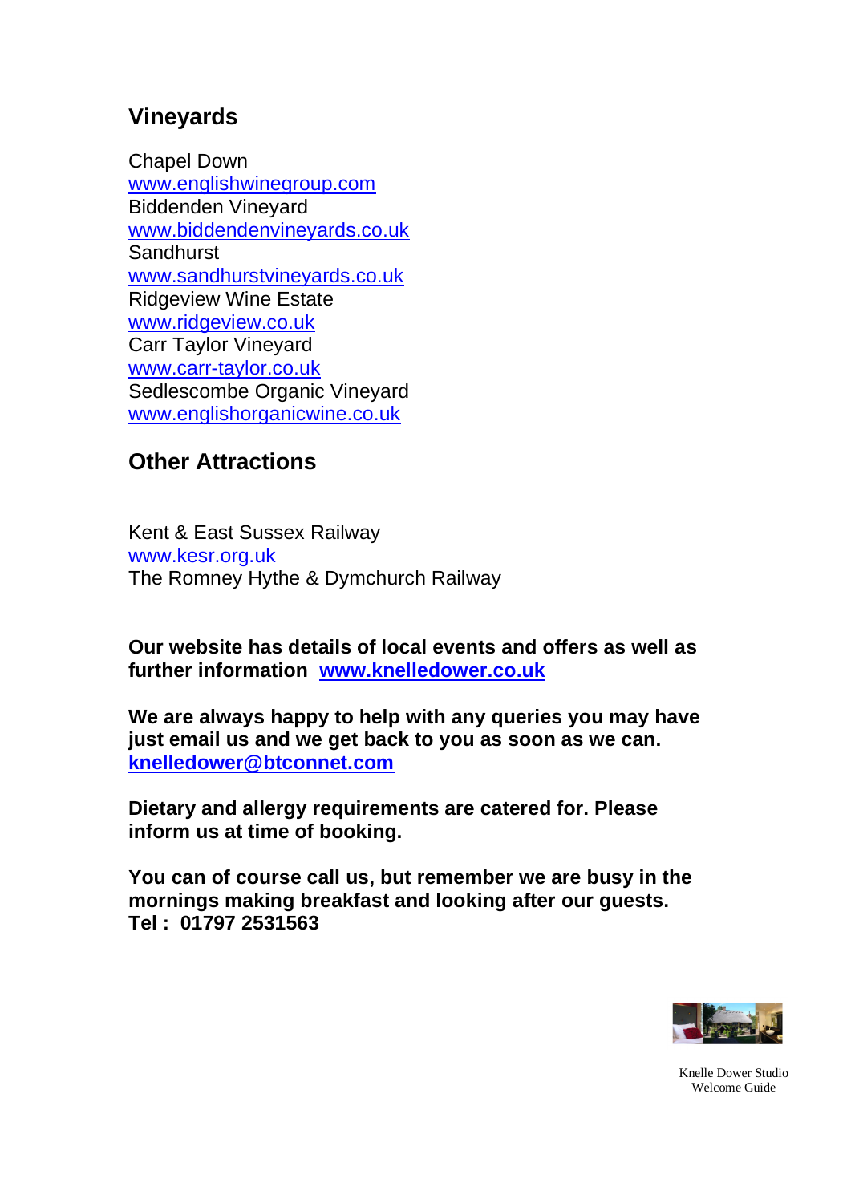## Vineyards

Chapel Down
www.englishwinegroup.com
Biddenden Vineyard
www.biddendenvineyards.co.uk
Sandhurst
www.sandhurstvineyards.co.uk
Ridgeview Wine Estate
www.ridgeview.co.uk
Carr Taylor Vineyard
www.carr-taylor.co.uk
Sedlescombe Organic Vineyard
www.englishorganicwine.co.uk

## Other Attractions

Kent & East Sussex Railway
www.kesr.org.uk
The Romney Hythe & Dymchurch Railway

**Our website has details of local events and offers as well as further information www.knelledower.co.uk**

**We are always happy to help with any queries you may have just email us and we get back to you as soon as we can. knelledower@btconnet.com**

**Dietary and allergy requirements are catered for. Please inform us at time of booking.**

**You can of course call us, but remember we are busy in the mornings making breakfast and looking after our guests. Tel : 01797 2531563**